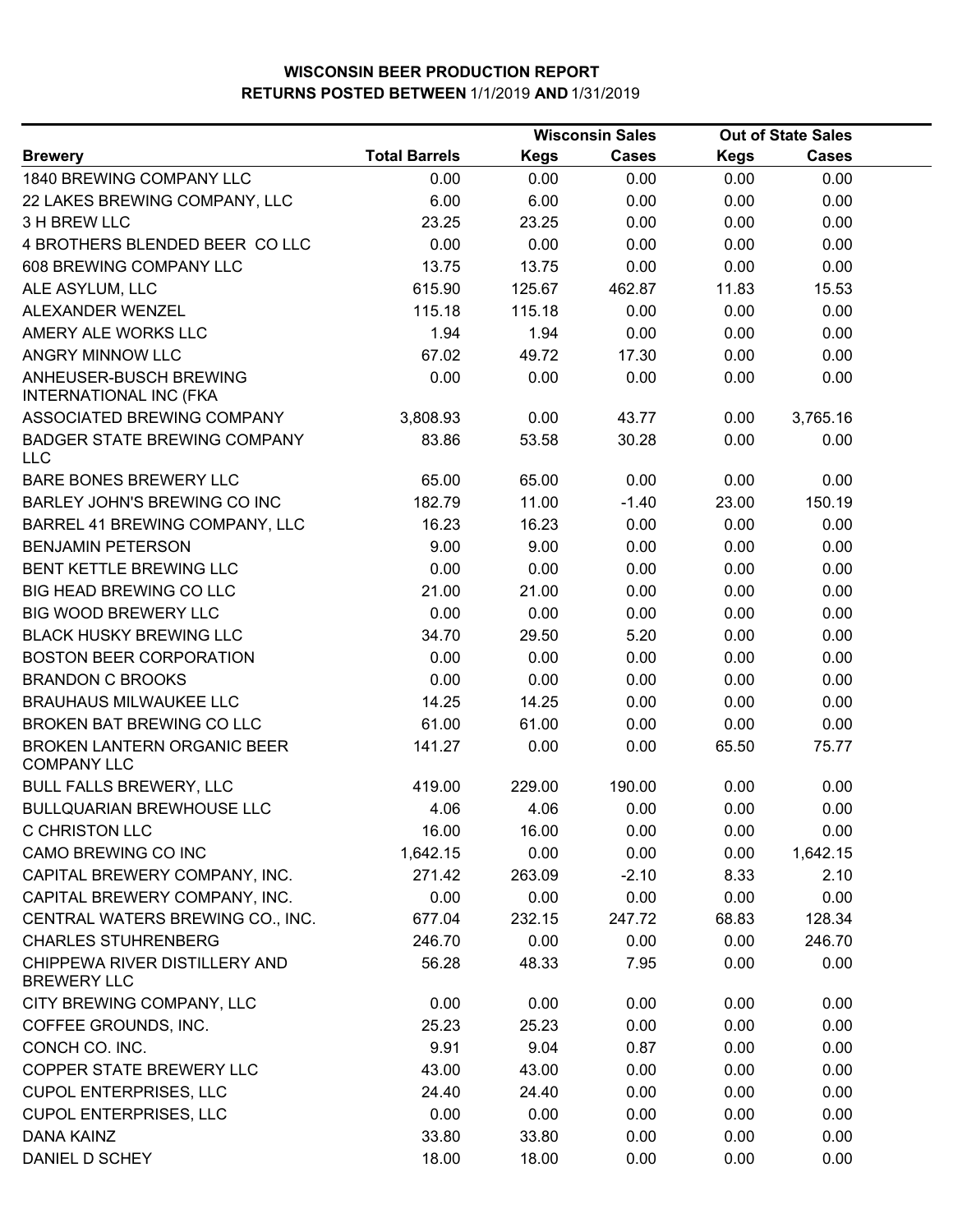# WISCONSIN BEER PRODUCTION REPORT

## RETURNS POSTED BETWEEN 1/1/2019 AND 1/31/2019

| Brewery | Total Barrels | Wisconsin Sales | | Out of State Sales | |
|---|---|---|---|---|---|
| | | Kegs | Cases | Kegs | Cases |
| 1840 BREWING COMPANY LLC | 0.00 | 0.00 | 0.00 | 0.00 | 0.00 |
| 22 LAKES BREWING COMPANY, LLC | 6.00 | 6.00 | 0.00 | 0.00 | 0.00 |
| 3 H BREW LLC | 23.25 | 23.25 | 0.00 | 0.00 | 0.00 |
| 4 BROTHERS BLENDED BEER CO LLC | 0.00 | 0.00 | 0.00 | 0.00 | 0.00 |
| 608 BREWING COMPANY LLC | 13.75 | 13.75 | 0.00 | 0.00 | 0.00 |
| ALE ASYLUM, LLC | 615.90 | 125.67 | 462.87 | 11.83 | 15.53 |
| ALEXANDER WENZEL | 115.18 | 115.18 | 0.00 | 0.00 | 0.00 |
| AMERY ALE WORKS LLC | 1.94 | 1.94 | 0.00 | 0.00 | 0.00 |
| ANGRY MINNOW LLC | 67.02 | 49.72 | 17.30 | 0.00 | 0.00 |
| ANHEUSER-BUSCH BREWING INTERNATIONAL INC (FKA | 0.00 | 0.00 | 0.00 | 0.00 | 0.00 |
| ASSOCIATED BREWING COMPANY | 3,808.93 | 0.00 | 43.77 | 0.00 | 3,765.16 |
| BADGER STATE BREWING COMPANY LLC | 83.86 | 53.58 | 30.28 | 0.00 | 0.00 |
| BARE BONES BREWERY LLC | 65.00 | 65.00 | 0.00 | 0.00 | 0.00 |
| BARLEY JOHN'S BREWING CO INC | 182.79 | 11.00 | -1.40 | 23.00 | 150.19 |
| BARREL 41 BREWING COMPANY, LLC | 16.23 | 16.23 | 0.00 | 0.00 | 0.00 |
| BENJAMIN PETERSON | 9.00 | 9.00 | 0.00 | 0.00 | 0.00 |
| BENT KETTLE BREWING LLC | 0.00 | 0.00 | 0.00 | 0.00 | 0.00 |
| BIG HEAD BREWING CO LLC | 21.00 | 21.00 | 0.00 | 0.00 | 0.00 |
| BIG WOOD BREWERY LLC | 0.00 | 0.00 | 0.00 | 0.00 | 0.00 |
| BLACK HUSKY BREWING LLC | 34.70 | 29.50 | 5.20 | 0.00 | 0.00 |
| BOSTON BEER CORPORATION | 0.00 | 0.00 | 0.00 | 0.00 | 0.00 |
| BRANDON C BROOKS | 0.00 | 0.00 | 0.00 | 0.00 | 0.00 |
| BRAUHAUS MILWAUKEE LLC | 14.25 | 14.25 | 0.00 | 0.00 | 0.00 |
| BROKEN BAT BREWING CO LLC | 61.00 | 61.00 | 0.00 | 0.00 | 0.00 |
| BROKEN LANTERN ORGANIC BEER COMPANY LLC | 141.27 | 0.00 | 0.00 | 65.50 | 75.77 |
| BULL FALLS BREWERY, LLC | 419.00 | 229.00 | 190.00 | 0.00 | 0.00 |
| BULLQUARIAN BREWHOUSE LLC | 4.06 | 4.06 | 0.00 | 0.00 | 0.00 |
| C CHRISTON LLC | 16.00 | 16.00 | 0.00 | 0.00 | 0.00 |
| CAMO BREWING CO INC | 1,642.15 | 0.00 | 0.00 | 0.00 | 1,642.15 |
| CAPITAL BREWERY COMPANY, INC. | 271.42 | 263.09 | -2.10 | 8.33 | 2.10 |
| CAPITAL BREWERY COMPANY, INC. | 0.00 | 0.00 | 0.00 | 0.00 | 0.00 |
| CENTRAL WATERS BREWING CO., INC. | 677.04 | 232.15 | 247.72 | 68.83 | 128.34 |
| CHARLES STUHRENBERG | 246.70 | 0.00 | 0.00 | 0.00 | 246.70 |
| CHIPPEWA RIVER DISTILLERY AND BREWERY LLC | 56.28 | 48.33 | 7.95 | 0.00 | 0.00 |
| CITY BREWING COMPANY, LLC | 0.00 | 0.00 | 0.00 | 0.00 | 0.00 |
| COFFEE GROUNDS, INC. | 25.23 | 25.23 | 0.00 | 0.00 | 0.00 |
| CONCH CO. INC. | 9.91 | 9.04 | 0.87 | 0.00 | 0.00 |
| COPPER STATE BREWERY LLC | 43.00 | 43.00 | 0.00 | 0.00 | 0.00 |
| CUPOL ENTERPRISES, LLC | 24.40 | 24.40 | 0.00 | 0.00 | 0.00 |
| CUPOL ENTERPRISES, LLC | 0.00 | 0.00 | 0.00 | 0.00 | 0.00 |
| DANA KAINZ | 33.80 | 33.80 | 0.00 | 0.00 | 0.00 |
| DANIEL D SCHEY | 18.00 | 18.00 | 0.00 | 0.00 | 0.00 |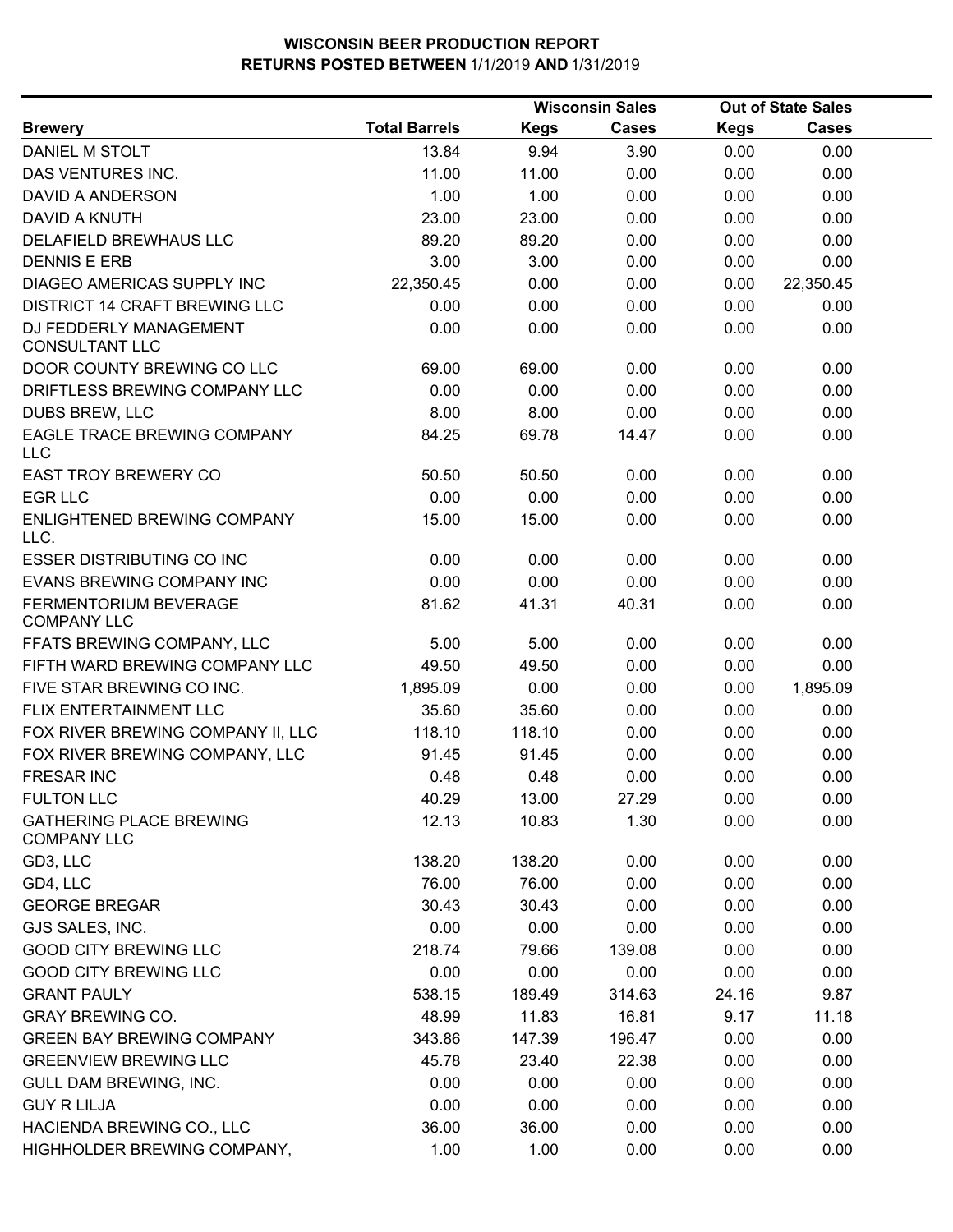**WISCONSIN BEER PRODUCTION REPORT**
**RETURNS POSTED BETWEEN 1/1/2019 AND 1/31/2019**

| Brewery | Total Barrels | Wisconsin Sales Kegs | Wisconsin Sales Cases | Out of State Sales Kegs | Out of State Sales Cases |
|---|---|---|---|---|---|
| DANIEL M STOLT | 13.84 | 9.94 | 3.90 | 0.00 | 0.00 |
| DAS VENTURES INC. | 11.00 | 11.00 | 0.00 | 0.00 | 0.00 |
| DAVID A ANDERSON | 1.00 | 1.00 | 0.00 | 0.00 | 0.00 |
| DAVID A KNUTH | 23.00 | 23.00 | 0.00 | 0.00 | 0.00 |
| DELAFIELD BREWHAUS LLC | 89.20 | 89.20 | 0.00 | 0.00 | 0.00 |
| DENNIS E ERB | 3.00 | 3.00 | 0.00 | 0.00 | 0.00 |
| DIAGEO AMERICAS SUPPLY INC | 22,350.45 | 0.00 | 0.00 | 0.00 | 22,350.45 |
| DISTRICT 14 CRAFT BREWING LLC | 0.00 | 0.00 | 0.00 | 0.00 | 0.00 |
| DJ FEDDERLY MANAGEMENT CONSULTANT LLC | 0.00 | 0.00 | 0.00 | 0.00 | 0.00 |
| DOOR COUNTY BREWING CO LLC | 69.00 | 69.00 | 0.00 | 0.00 | 0.00 |
| DRIFTLESS BREWING COMPANY LLC | 0.00 | 0.00 | 0.00 | 0.00 | 0.00 |
| DUBS BREW, LLC | 8.00 | 8.00 | 0.00 | 0.00 | 0.00 |
| EAGLE TRACE BREWING COMPANY LLC | 84.25 | 69.78 | 14.47 | 0.00 | 0.00 |
| EAST TROY BREWERY CO | 50.50 | 50.50 | 0.00 | 0.00 | 0.00 |
| EGR LLC | 0.00 | 0.00 | 0.00 | 0.00 | 0.00 |
| ENLIGHTENED BREWING COMPANY LLC. | 15.00 | 15.00 | 0.00 | 0.00 | 0.00 |
| ESSER DISTRIBUTING CO INC | 0.00 | 0.00 | 0.00 | 0.00 | 0.00 |
| EVANS BREWING COMPANY INC | 0.00 | 0.00 | 0.00 | 0.00 | 0.00 |
| FERMENTORIUM BEVERAGE COMPANY LLC | 81.62 | 41.31 | 40.31 | 0.00 | 0.00 |
| FFATS BREWING COMPANY, LLC | 5.00 | 5.00 | 0.00 | 0.00 | 0.00 |
| FIFTH WARD BREWING COMPANY LLC | 49.50 | 49.50 | 0.00 | 0.00 | 0.00 |
| FIVE STAR BREWING CO INC. | 1,895.09 | 0.00 | 0.00 | 0.00 | 1,895.09 |
| FLIX ENTERTAINMENT LLC | 35.60 | 35.60 | 0.00 | 0.00 | 0.00 |
| FOX RIVER BREWING COMPANY II, LLC | 118.10 | 118.10 | 0.00 | 0.00 | 0.00 |
| FOX RIVER BREWING COMPANY, LLC | 91.45 | 91.45 | 0.00 | 0.00 | 0.00 |
| FRESAR INC | 0.48 | 0.48 | 0.00 | 0.00 | 0.00 |
| FULTON LLC | 40.29 | 13.00 | 27.29 | 0.00 | 0.00 |
| GATHERING PLACE BREWING COMPANY LLC | 12.13 | 10.83 | 1.30 | 0.00 | 0.00 |
| GD3, LLC | 138.20 | 138.20 | 0.00 | 0.00 | 0.00 |
| GD4, LLC | 76.00 | 76.00 | 0.00 | 0.00 | 0.00 |
| GEORGE BREGAR | 30.43 | 30.43 | 0.00 | 0.00 | 0.00 |
| GJS SALES, INC. | 0.00 | 0.00 | 0.00 | 0.00 | 0.00 |
| GOOD CITY BREWING LLC | 218.74 | 79.66 | 139.08 | 0.00 | 0.00 |
| GOOD CITY BREWING LLC | 0.00 | 0.00 | 0.00 | 0.00 | 0.00 |
| GRANT PAULY | 538.15 | 189.49 | 314.63 | 24.16 | 9.87 |
| GRAY BREWING CO. | 48.99 | 11.83 | 16.81 | 9.17 | 11.18 |
| GREEN BAY BREWING COMPANY | 343.86 | 147.39 | 196.47 | 0.00 | 0.00 |
| GREENVIEW BREWING LLC | 45.78 | 23.40 | 22.38 | 0.00 | 0.00 |
| GULL DAM BREWING, INC. | 0.00 | 0.00 | 0.00 | 0.00 | 0.00 |
| GUY R LILJA | 0.00 | 0.00 | 0.00 | 0.00 | 0.00 |
| HACIENDA BREWING CO., LLC | 36.00 | 36.00 | 0.00 | 0.00 | 0.00 |
| HIGHHOLDER BREWING COMPANY, | 1.00 | 1.00 | 0.00 | 0.00 | 0.00 |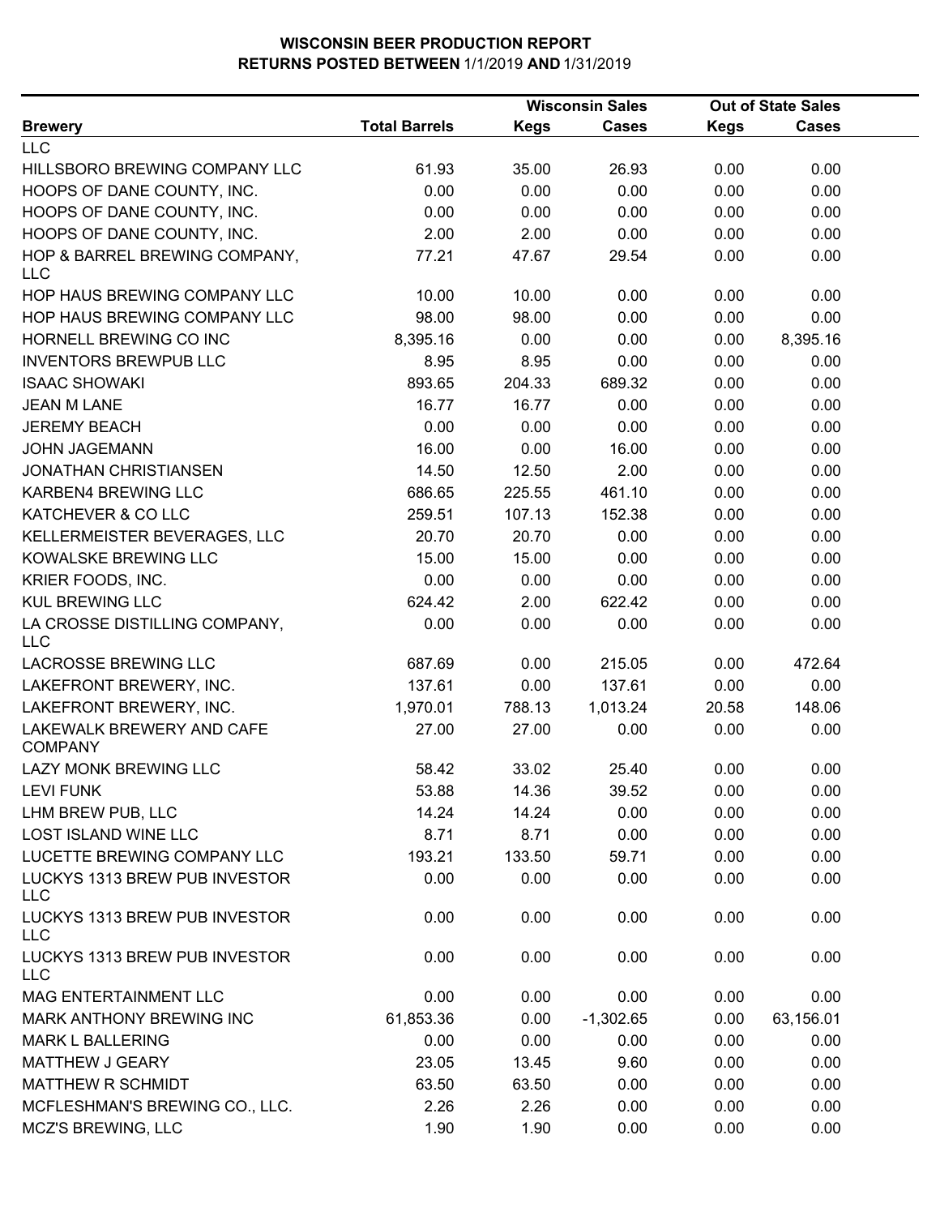# WISCONSIN BEER PRODUCTION REPORT
## RETURNS POSTED BETWEEN 1/1/2019 AND 1/31/2019

| Brewery | Total Barrels | Wisconsin Sales Kegs | Wisconsin Sales Cases | Out of State Sales Kegs | Out of State Sales Cases |
|---|---|---|---|---|---|
| LLC | | | | | |
| HILLSBORO BREWING COMPANY LLC | 61.93 | 35.00 | 26.93 | 0.00 | 0.00 |
| HOOPS OF DANE COUNTY, INC. | 0.00 | 0.00 | 0.00 | 0.00 | 0.00 |
| HOOPS OF DANE COUNTY, INC. | 0.00 | 0.00 | 0.00 | 0.00 | 0.00 |
| HOOPS OF DANE COUNTY, INC. | 2.00 | 2.00 | 0.00 | 0.00 | 0.00 |
| HOP & BARREL BREWING COMPANY, LLC | 77.21 | 47.67 | 29.54 | 0.00 | 0.00 |
| HOP HAUS BREWING COMPANY LLC | 10.00 | 10.00 | 0.00 | 0.00 | 0.00 |
| HOP HAUS BREWING COMPANY LLC | 98.00 | 98.00 | 0.00 | 0.00 | 0.00 |
| HORNELL BREWING CO INC | 8,395.16 | 0.00 | 0.00 | 0.00 | 8,395.16 |
| INVENTORS BREWPUB LLC | 8.95 | 8.95 | 0.00 | 0.00 | 0.00 |
| ISAAC SHOWAKI | 893.65 | 204.33 | 689.32 | 0.00 | 0.00 |
| JEAN M LANE | 16.77 | 16.77 | 0.00 | 0.00 | 0.00 |
| JEREMY BEACH | 0.00 | 0.00 | 0.00 | 0.00 | 0.00 |
| JOHN JAGEMANN | 16.00 | 0.00 | 16.00 | 0.00 | 0.00 |
| JONATHAN CHRISTIANSEN | 14.50 | 12.50 | 2.00 | 0.00 | 0.00 |
| KARBEN4 BREWING LLC | 686.65 | 225.55 | 461.10 | 0.00 | 0.00 |
| KATCHEVER & CO LLC | 259.51 | 107.13 | 152.38 | 0.00 | 0.00 |
| KELLERMEISTER BEVERAGES, LLC | 20.70 | 20.70 | 0.00 | 0.00 | 0.00 |
| KOWALSKE BREWING LLC | 15.00 | 15.00 | 0.00 | 0.00 | 0.00 |
| KRIER FOODS, INC. | 0.00 | 0.00 | 0.00 | 0.00 | 0.00 |
| KUL BREWING LLC | 624.42 | 2.00 | 622.42 | 0.00 | 0.00 |
| LA CROSSE DISTILLING COMPANY, LLC | 0.00 | 0.00 | 0.00 | 0.00 | 0.00 |
| LACROSSE BREWING LLC | 687.69 | 0.00 | 215.05 | 0.00 | 472.64 |
| LAKEFRONT BREWERY, INC. | 137.61 | 0.00 | 137.61 | 0.00 | 0.00 |
| LAKEFRONT BREWERY, INC. | 1,970.01 | 788.13 | 1,013.24 | 20.58 | 148.06 |
| LAKEWALK BREWERY AND CAFE COMPANY | 27.00 | 27.00 | 0.00 | 0.00 | 0.00 |
| LAZY MONK BREWING LLC | 58.42 | 33.02 | 25.40 | 0.00 | 0.00 |
| LEVI FUNK | 53.88 | 14.36 | 39.52 | 0.00 | 0.00 |
| LHM BREW PUB, LLC | 14.24 | 14.24 | 0.00 | 0.00 | 0.00 |
| LOST ISLAND WINE LLC | 8.71 | 8.71 | 0.00 | 0.00 | 0.00 |
| LUCETTE BREWING COMPANY LLC | 193.21 | 133.50 | 59.71 | 0.00 | 0.00 |
| LUCKYS 1313 BREW PUB INVESTOR LLC | 0.00 | 0.00 | 0.00 | 0.00 | 0.00 |
| LUCKYS 1313 BREW PUB INVESTOR LLC | 0.00 | 0.00 | 0.00 | 0.00 | 0.00 |
| LUCKYS 1313 BREW PUB INVESTOR LLC | 0.00 | 0.00 | 0.00 | 0.00 | 0.00 |
| MAG ENTERTAINMENT LLC | 0.00 | 0.00 | 0.00 | 0.00 | 0.00 |
| MARK ANTHONY BREWING INC | 61,853.36 | 0.00 | -1,302.65 | 0.00 | 63,156.01 |
| MARK L BALLERING | 0.00 | 0.00 | 0.00 | 0.00 | 0.00 |
| MATTHEW J GEARY | 23.05 | 13.45 | 9.60 | 0.00 | 0.00 |
| MATTHEW R SCHMIDT | 63.50 | 63.50 | 0.00 | 0.00 | 0.00 |
| MCFLESHMAN'S BREWING CO., LLC. | 2.26 | 2.26 | 0.00 | 0.00 | 0.00 |
| MCZ'S BREWING, LLC | 1.90 | 1.90 | 0.00 | 0.00 | 0.00 |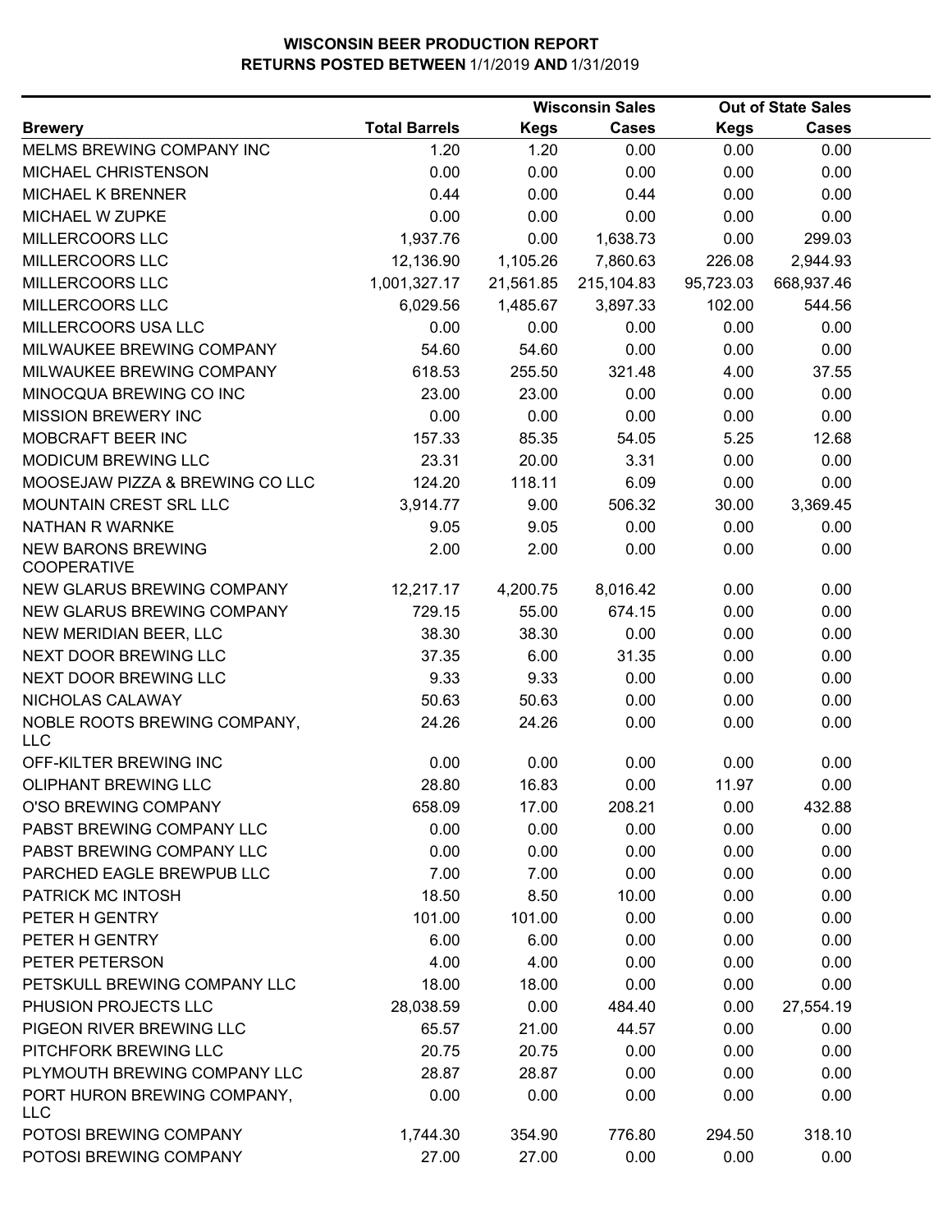# WISCONSIN BEER PRODUCTION REPORT
## RETURNS POSTED BETWEEN 1/1/2019 AND 1/31/2019

| | | Wisconsin Sales | | Out of State Sales | |
|---|---|---|---|---|---|
| **Brewery** | **Total Barrels** | **Kegs** | **Cases** | **Kegs** | **Cases** |
| MELMS BREWING COMPANY INC | 1.20 | 1.20 | 0.00 | 0.00 | 0.00 |
| MICHAEL CHRISTENSON | 0.00 | 0.00 | 0.00 | 0.00 | 0.00 |
| MICHAEL K BRENNER | 0.44 | 0.00 | 0.44 | 0.00 | 0.00 |
| MICHAEL W ZUPKE | 0.00 | 0.00 | 0.00 | 0.00 | 0.00 |
| MILLERCOORS LLC | 1,937.76 | 0.00 | 1,638.73 | 0.00 | 299.03 |
| MILLERCOORS LLC | 12,136.90 | 1,105.26 | 7,860.63 | 226.08 | 2,944.93 |
| MILLERCOORS LLC | 1,001,327.17 | 21,561.85 | 215,104.83 | 95,723.03 | 668,937.46 |
| MILLERCOORS LLC | 6,029.56 | 1,485.67 | 3,897.33 | 102.00 | 544.56 |
| MILLERCOORS USA LLC | 0.00 | 0.00 | 0.00 | 0.00 | 0.00 |
| MILWAUKEE BREWING COMPANY | 54.60 | 54.60 | 0.00 | 0.00 | 0.00 |
| MILWAUKEE BREWING COMPANY | 618.53 | 255.50 | 321.48 | 4.00 | 37.55 |
| MINOCQUA BREWING CO INC | 23.00 | 23.00 | 0.00 | 0.00 | 0.00 |
| MISSION BREWERY INC | 0.00 | 0.00 | 0.00 | 0.00 | 0.00 |
| MOBCRAFT BEER INC | 157.33 | 85.35 | 54.05 | 5.25 | 12.68 |
| MODICUM BREWING LLC | 23.31 | 20.00 | 3.31 | 0.00 | 0.00 |
| MOOSEJAW PIZZA & BREWING CO LLC | 124.20 | 118.11 | 6.09 | 0.00 | 0.00 |
| MOUNTAIN CREST SRL LLC | 3,914.77 | 9.00 | 506.32 | 30.00 | 3,369.45 |
| NATHAN R WARNKE | 9.05 | 9.05 | 0.00 | 0.00 | 0.00 |
| NEW BARONS BREWING COOPERATIVE | 2.00 | 2.00 | 0.00 | 0.00 | 0.00 |
| NEW GLARUS BREWING COMPANY | 12,217.17 | 4,200.75 | 8,016.42 | 0.00 | 0.00 |
| NEW GLARUS BREWING COMPANY | 729.15 | 55.00 | 674.15 | 0.00 | 0.00 |
| NEW MERIDIAN BEER, LLC | 38.30 | 38.30 | 0.00 | 0.00 | 0.00 |
| NEXT DOOR BREWING LLC | 37.35 | 6.00 | 31.35 | 0.00 | 0.00 |
| NEXT DOOR BREWING LLC | 9.33 | 9.33 | 0.00 | 0.00 | 0.00 |
| NICHOLAS CALAWAY | 50.63 | 50.63 | 0.00 | 0.00 | 0.00 |
| NOBLE ROOTS BREWING COMPANY, LLC | 24.26 | 24.26 | 0.00 | 0.00 | 0.00 |
| OFF-KILTER BREWING INC | 0.00 | 0.00 | 0.00 | 0.00 | 0.00 |
| OLIPHANT BREWING LLC | 28.80 | 16.83 | 0.00 | 11.97 | 0.00 |
| O'SO BREWING COMPANY | 658.09 | 17.00 | 208.21 | 0.00 | 432.88 |
| PABST BREWING COMPANY LLC | 0.00 | 0.00 | 0.00 | 0.00 | 0.00 |
| PABST BREWING COMPANY LLC | 0.00 | 0.00 | 0.00 | 0.00 | 0.00 |
| PARCHED EAGLE BREWPUB LLC | 7.00 | 7.00 | 0.00 | 0.00 | 0.00 |
| PATRICK MC INTOSH | 18.50 | 8.50 | 10.00 | 0.00 | 0.00 |
| PETER H GENTRY | 101.00 | 101.00 | 0.00 | 0.00 | 0.00 |
| PETER H GENTRY | 6.00 | 6.00 | 0.00 | 0.00 | 0.00 |
| PETER PETERSON | 4.00 | 4.00 | 0.00 | 0.00 | 0.00 |
| PETSKULL BREWING COMPANY LLC | 18.00 | 18.00 | 0.00 | 0.00 | 0.00 |
| PHUSION PROJECTS LLC | 28,038.59 | 0.00 | 484.40 | 0.00 | 27,554.19 |
| PIGEON RIVER BREWING LLC | 65.57 | 21.00 | 44.57 | 0.00 | 0.00 |
| PITCHFORK BREWING LLC | 20.75 | 20.75 | 0.00 | 0.00 | 0.00 |
| PLYMOUTH BREWING COMPANY LLC | 28.87 | 28.87 | 0.00 | 0.00 | 0.00 |
| PORT HURON BREWING COMPANY, LLC | 0.00 | 0.00 | 0.00 | 0.00 | 0.00 |
| POTOSI BREWING COMPANY | 1,744.30 | 354.90 | 776.80 | 294.50 | 318.10 |
| POTOSI BREWING COMPANY | 27.00 | 27.00 | 0.00 | 0.00 | 0.00 |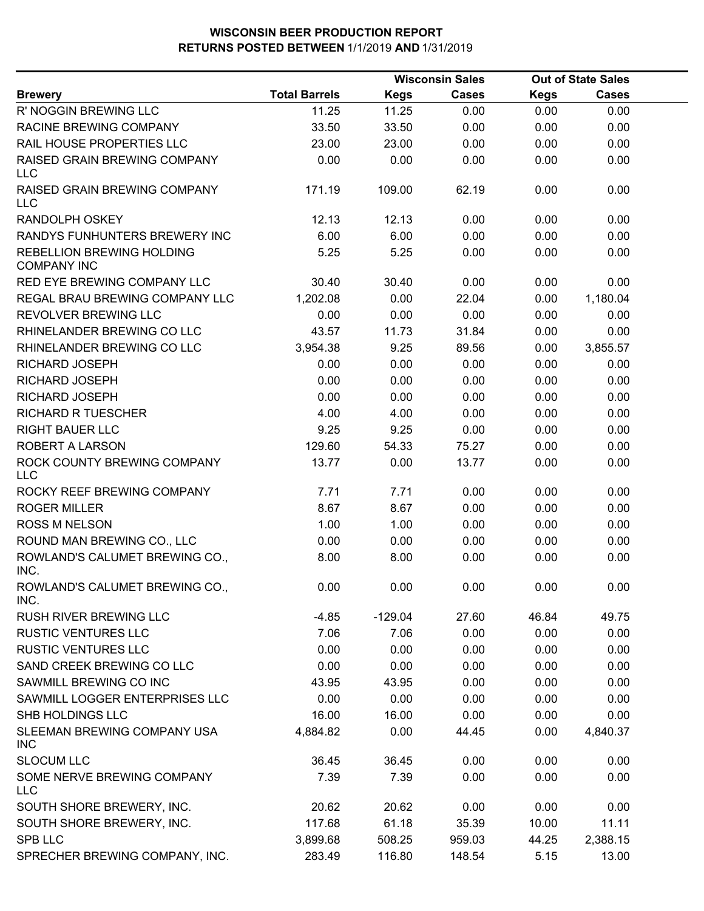# WISCONSIN BEER PRODUCTION REPORT
## RETURNS POSTED BETWEEN 1/1/2019 AND 1/31/2019

| | | Wisconsin Sales | | Out of State Sales | |
|---|---|---|---|---|---|
| **Brewery** | **Total Barrels** | **Kegs** | **Cases** | **Kegs** | **Cases** |
| R' NOGGIN BREWING LLC | 11.25 | 11.25 | 0.00 | 0.00 | 0.00 |
| RACINE BREWING COMPANY | 33.50 | 33.50 | 0.00 | 0.00 | 0.00 |
| RAIL HOUSE PROPERTIES LLC | 23.00 | 23.00 | 0.00 | 0.00 | 0.00 |
| RAISED GRAIN BREWING COMPANY LLC | 0.00 | 0.00 | 0.00 | 0.00 | 0.00 |
| RAISED GRAIN BREWING COMPANY LLC | 171.19 | 109.00 | 62.19 | 0.00 | 0.00 |
| RANDOLPH OSKEY | 12.13 | 12.13 | 0.00 | 0.00 | 0.00 |
| RANDYS FUNHUNTERS BREWERY INC | 6.00 | 6.00 | 0.00 | 0.00 | 0.00 |
| REBELLION BREWING HOLDING COMPANY INC | 5.25 | 5.25 | 0.00 | 0.00 | 0.00 |
| RED EYE BREWING COMPANY LLC | 30.40 | 30.40 | 0.00 | 0.00 | 0.00 |
| REGAL BRAU BREWING COMPANY LLC | 1,202.08 | 0.00 | 22.04 | 0.00 | 1,180.04 |
| REVOLVER BREWING LLC | 0.00 | 0.00 | 0.00 | 0.00 | 0.00 |
| RHINELANDER BREWING CO LLC | 43.57 | 11.73 | 31.84 | 0.00 | 0.00 |
| RHINELANDER BREWING CO LLC | 3,954.38 | 9.25 | 89.56 | 0.00 | 3,855.57 |
| RICHARD JOSEPH | 0.00 | 0.00 | 0.00 | 0.00 | 0.00 |
| RICHARD JOSEPH | 0.00 | 0.00 | 0.00 | 0.00 | 0.00 |
| RICHARD JOSEPH | 0.00 | 0.00 | 0.00 | 0.00 | 0.00 |
| RICHARD R TUESCHER | 4.00 | 4.00 | 0.00 | 0.00 | 0.00 |
| RIGHT BAUER LLC | 9.25 | 9.25 | 0.00 | 0.00 | 0.00 |
| ROBERT A LARSON | 129.60 | 54.33 | 75.27 | 0.00 | 0.00 |
| ROCK COUNTY BREWING COMPANY LLC | 13.77 | 0.00 | 13.77 | 0.00 | 0.00 |
| ROCKY REEF BREWING COMPANY | 7.71 | 7.71 | 0.00 | 0.00 | 0.00 |
| ROGER MILLER | 8.67 | 8.67 | 0.00 | 0.00 | 0.00 |
| ROSS M NELSON | 1.00 | 1.00 | 0.00 | 0.00 | 0.00 |
| ROUND MAN BREWING CO., LLC | 0.00 | 0.00 | 0.00 | 0.00 | 0.00 |
| ROWLAND'S CALUMET BREWING CO., INC. | 8.00 | 8.00 | 0.00 | 0.00 | 0.00 |
| ROWLAND'S CALUMET BREWING CO., INC. | 0.00 | 0.00 | 0.00 | 0.00 | 0.00 |
| RUSH RIVER BREWING LLC | -4.85 | -129.04 | 27.60 | 46.84 | 49.75 |
| RUSTIC VENTURES LLC | 7.06 | 7.06 | 0.00 | 0.00 | 0.00 |
| RUSTIC VENTURES LLC | 0.00 | 0.00 | 0.00 | 0.00 | 0.00 |
| SAND CREEK BREWING CO LLC | 0.00 | 0.00 | 0.00 | 0.00 | 0.00 |
| SAWMILL BREWING CO INC | 43.95 | 43.95 | 0.00 | 0.00 | 0.00 |
| SAWMILL LOGGER ENTERPRISES LLC | 0.00 | 0.00 | 0.00 | 0.00 | 0.00 |
| SHB HOLDINGS LLC | 16.00 | 16.00 | 0.00 | 0.00 | 0.00 |
| SLEEMAN BREWING COMPANY USA INC | 4,884.82 | 0.00 | 44.45 | 0.00 | 4,840.37 |
| SLOCUM LLC | 36.45 | 36.45 | 0.00 | 0.00 | 0.00 |
| SOME NERVE BREWING COMPANY LLC | 7.39 | 7.39 | 0.00 | 0.00 | 0.00 |
| SOUTH SHORE BREWERY, INC. | 20.62 | 20.62 | 0.00 | 0.00 | 0.00 |
| SOUTH SHORE BREWERY, INC. | 117.68 | 61.18 | 35.39 | 10.00 | 11.11 |
| SPB LLC | 3,899.68 | 508.25 | 959.03 | 44.25 | 2,388.15 |
| SPRECHER BREWING COMPANY, INC. | 283.49 | 116.80 | 148.54 | 5.15 | 13.00 |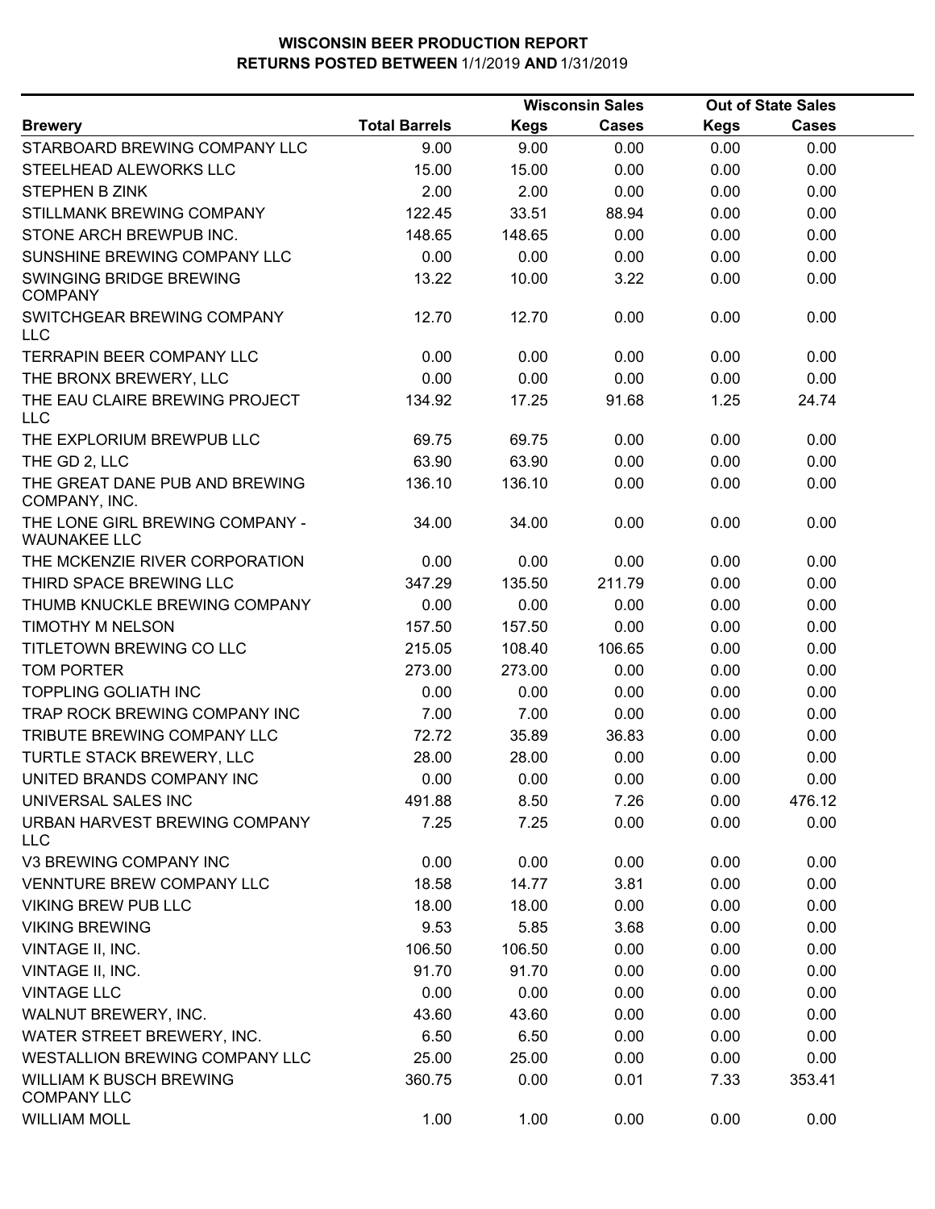# WISCONSIN BEER PRODUCTION REPORT
## RETURNS POSTED BETWEEN 1/1/2019 AND 1/31/2019

| Brewery | Total Barrels | Wisconsin Sales Kegs | Wisconsin Sales Cases | Out of State Sales Kegs | Out of State Sales Cases |
|---|---|---|---|---|---|
| STARBOARD BREWING COMPANY LLC | 9.00 | 9.00 | 0.00 | 0.00 | 0.00 |
| STEELHEAD ALEWORKS LLC | 15.00 | 15.00 | 0.00 | 0.00 | 0.00 |
| STEPHEN B ZINK | 2.00 | 2.00 | 0.00 | 0.00 | 0.00 |
| STILLMANK BREWING COMPANY | 122.45 | 33.51 | 88.94 | 0.00 | 0.00 |
| STONE ARCH BREWPUB INC. | 148.65 | 148.65 | 0.00 | 0.00 | 0.00 |
| SUNSHINE BREWING COMPANY LLC | 0.00 | 0.00 | 0.00 | 0.00 | 0.00 |
| SWINGING BRIDGE BREWING COMPANY | 13.22 | 10.00 | 3.22 | 0.00 | 0.00 |
| SWITCHGEAR BREWING COMPANY LLC | 12.70 | 12.70 | 0.00 | 0.00 | 0.00 |
| TERRAPIN BEER COMPANY LLC | 0.00 | 0.00 | 0.00 | 0.00 | 0.00 |
| THE BRONX BREWERY, LLC | 0.00 | 0.00 | 0.00 | 0.00 | 0.00 |
| THE EAU CLAIRE BREWING PROJECT LLC | 134.92 | 17.25 | 91.68 | 1.25 | 24.74 |
| THE EXPLORIUM BREWPUB LLC | 69.75 | 69.75 | 0.00 | 0.00 | 0.00 |
| THE GD 2, LLC | 63.90 | 63.90 | 0.00 | 0.00 | 0.00 |
| THE GREAT DANE PUB AND BREWING COMPANY, INC. | 136.10 | 136.10 | 0.00 | 0.00 | 0.00 |
| THE LONE GIRL BREWING COMPANY - WAUNAKEE LLC | 34.00 | 34.00 | 0.00 | 0.00 | 0.00 |
| THE MCKENZIE RIVER CORPORATION | 0.00 | 0.00 | 0.00 | 0.00 | 0.00 |
| THIRD SPACE BREWING LLC | 347.29 | 135.50 | 211.79 | 0.00 | 0.00 |
| THUMB KNUCKLE BREWING COMPANY | 0.00 | 0.00 | 0.00 | 0.00 | 0.00 |
| TIMOTHY M NELSON | 157.50 | 157.50 | 0.00 | 0.00 | 0.00 |
| TITLETOWN BREWING CO LLC | 215.05 | 108.40 | 106.65 | 0.00 | 0.00 |
| TOM PORTER | 273.00 | 273.00 | 0.00 | 0.00 | 0.00 |
| TOPPLING GOLIATH INC | 0.00 | 0.00 | 0.00 | 0.00 | 0.00 |
| TRAP ROCK BREWING COMPANY INC | 7.00 | 7.00 | 0.00 | 0.00 | 0.00 |
| TRIBUTE BREWING COMPANY LLC | 72.72 | 35.89 | 36.83 | 0.00 | 0.00 |
| TURTLE STACK BREWERY, LLC | 28.00 | 28.00 | 0.00 | 0.00 | 0.00 |
| UNITED BRANDS COMPANY INC | 0.00 | 0.00 | 0.00 | 0.00 | 0.00 |
| UNIVERSAL SALES INC | 491.88 | 8.50 | 7.26 | 0.00 | 476.12 |
| URBAN HARVEST BREWING COMPANY LLC | 7.25 | 7.25 | 0.00 | 0.00 | 0.00 |
| V3 BREWING COMPANY INC | 0.00 | 0.00 | 0.00 | 0.00 | 0.00 |
| VENNTURE BREW COMPANY LLC | 18.58 | 14.77 | 3.81 | 0.00 | 0.00 |
| VIKING BREW PUB LLC | 18.00 | 18.00 | 0.00 | 0.00 | 0.00 |
| VIKING BREWING | 9.53 | 5.85 | 3.68 | 0.00 | 0.00 |
| VINTAGE II, INC. | 106.50 | 106.50 | 0.00 | 0.00 | 0.00 |
| VINTAGE II, INC. | 91.70 | 91.70 | 0.00 | 0.00 | 0.00 |
| VINTAGE LLC | 0.00 | 0.00 | 0.00 | 0.00 | 0.00 |
| WALNUT BREWERY, INC. | 43.60 | 43.60 | 0.00 | 0.00 | 0.00 |
| WATER STREET BREWERY, INC. | 6.50 | 6.50 | 0.00 | 0.00 | 0.00 |
| WESTALLION BREWING COMPANY LLC | 25.00 | 25.00 | 0.00 | 0.00 | 0.00 |
| WILLIAM K BUSCH BREWING COMPANY LLC | 360.75 | 0.00 | 0.01 | 7.33 | 353.41 |
| WILLIAM MOLL | 1.00 | 1.00 | 0.00 | 0.00 | 0.00 |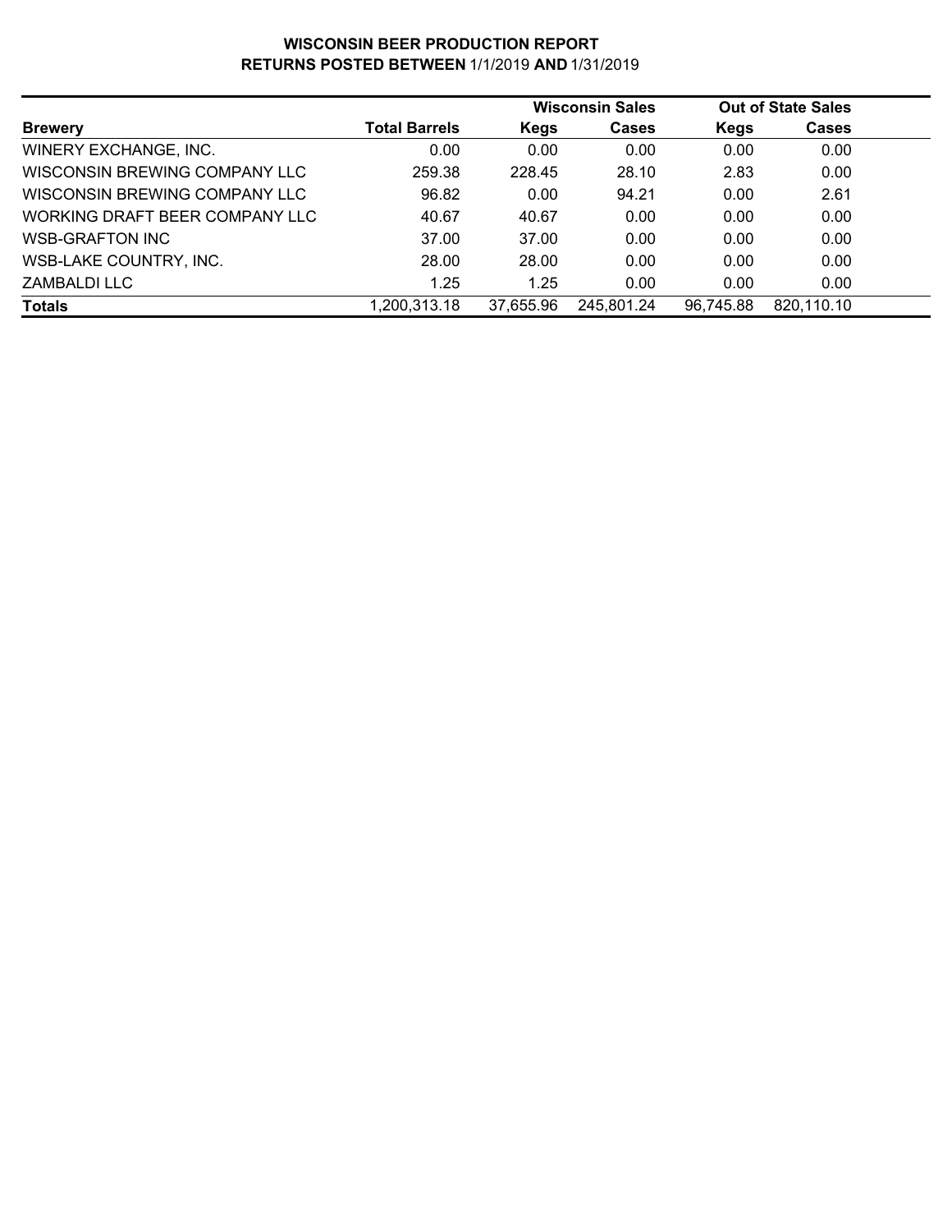**WISCONSIN BEER PRODUCTION REPORT**
**RETURNS POSTED BETWEEN** 1/1/2019 **AND** 1/31/2019

| | | Wisconsin Sales | | Out of State Sales | |
|---|---|---|---|---|---|
| **Brewery** | **Total Barrels** | **Kegs** | **Cases** | **Kegs** | **Cases** |
| WINERY EXCHANGE, INC. | 0.00 | 0.00 | 0.00 | 0.00 | 0.00 |
| WISCONSIN BREWING COMPANY LLC | 259.38 | 228.45 | 28.10 | 2.83 | 0.00 |
| WISCONSIN BREWING COMPANY LLC | 96.82 | 0.00 | 94.21 | 0.00 | 2.61 |
| WORKING DRAFT BEER COMPANY LLC | 40.67 | 40.67 | 0.00 | 0.00 | 0.00 |
| WSB-GRAFTON INC | 37.00 | 37.00 | 0.00 | 0.00 | 0.00 |
| WSB-LAKE COUNTRY, INC. | 28.00 | 28.00 | 0.00 | 0.00 | 0.00 |
| ZAMBALDI LLC | 1.25 | 1.25 | 0.00 | 0.00 | 0.00 |
| **Totals** | 1,200,313.18 | 37,655.96 | 245,801.24 | 96,745.88 | 820,110.10 |